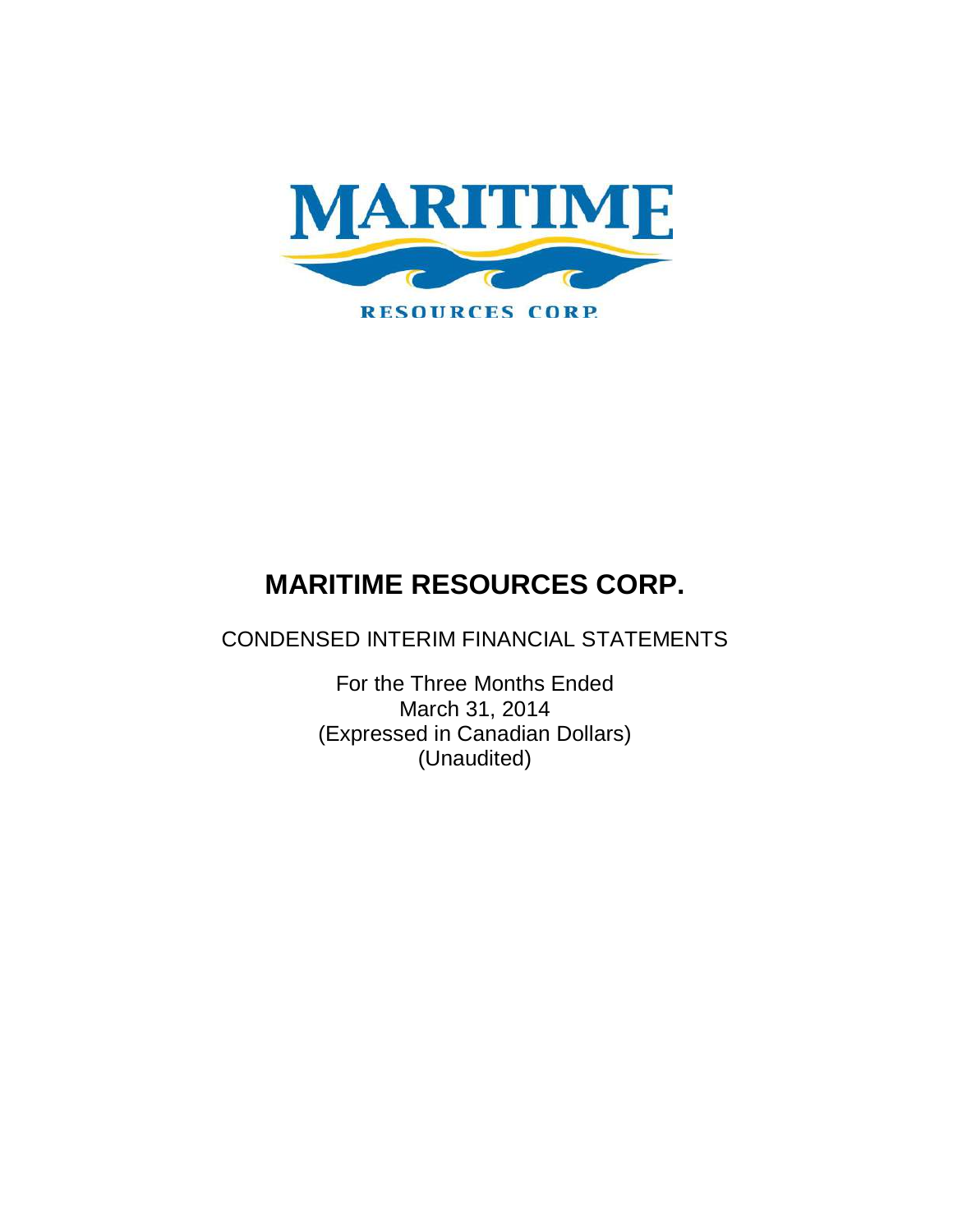# MARITIME RESOURCES CORP.

CONDENSED INTERIM FINANCIAL STATEMENTS

For the Three Months Ended
March 31, 2014
(Expressed in Canadian Dollars)
(Unaudited)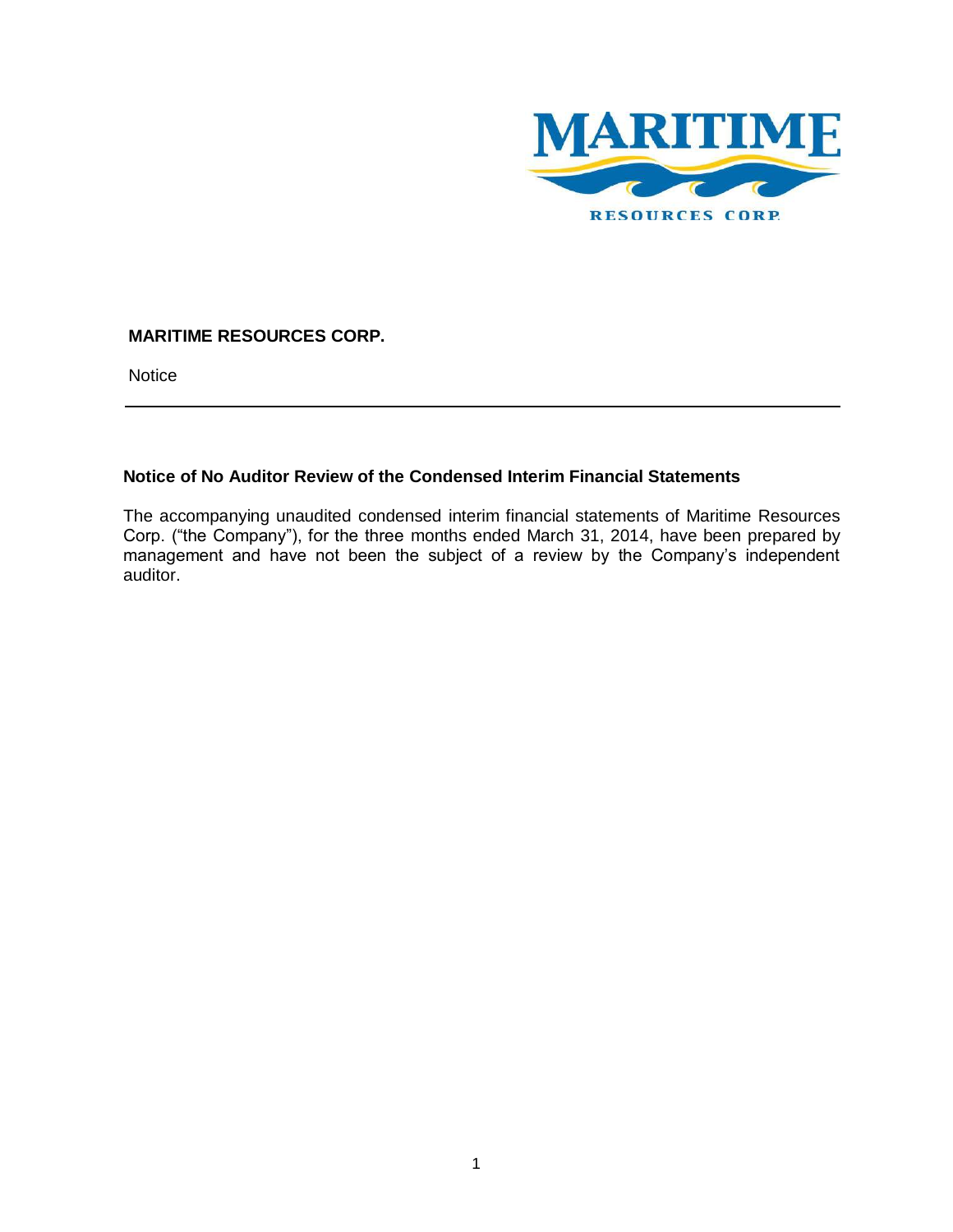**MARITIME RESOURCES CORP.**

Notice

---

**Notice of No Auditor Review of the Condensed Interim Financial Statements**

The accompanying unaudited condensed interim financial statements of Maritime Resources Corp. ("the Company"), for the three months ended March 31, 2014, have been prepared by management and have not been the subject of a review by the Company's independent auditor.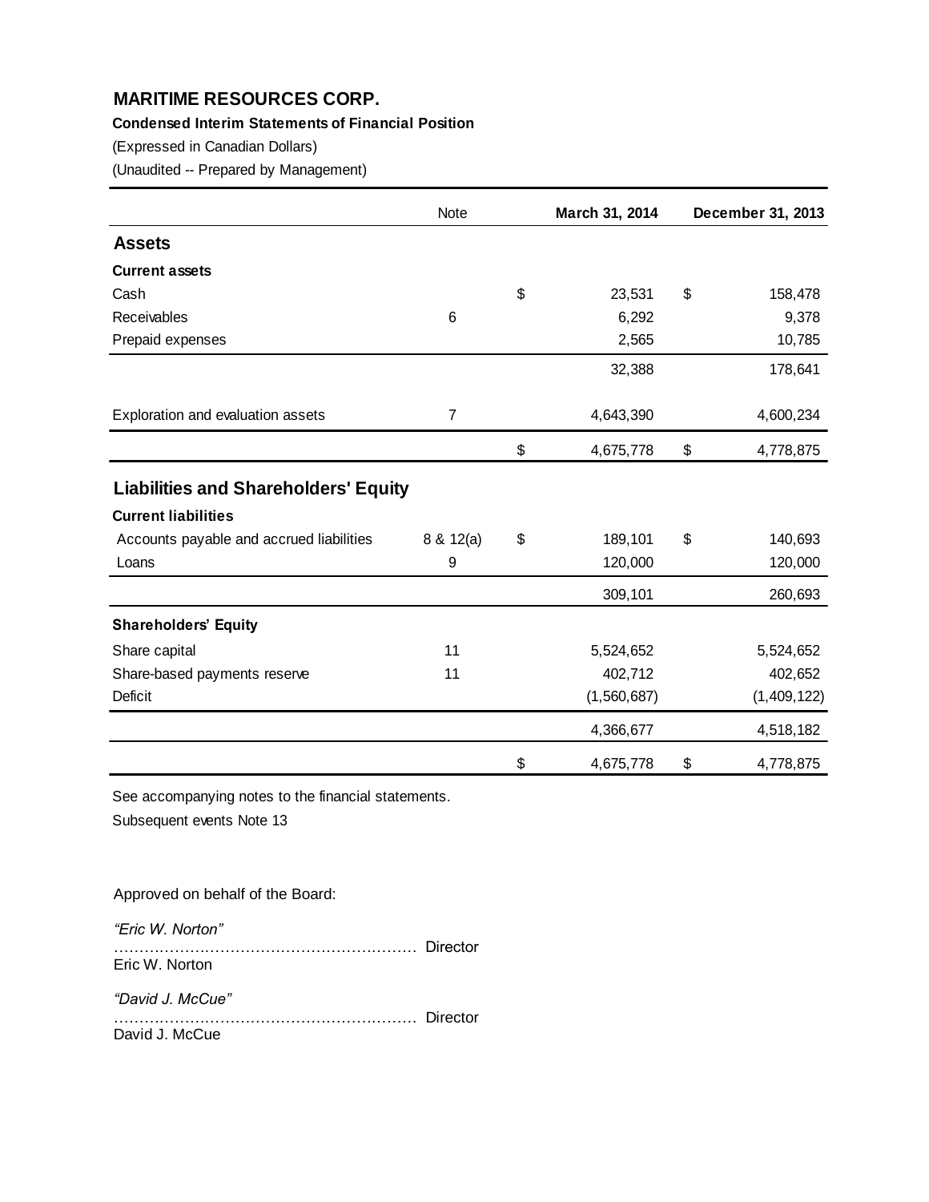# MARITIME RESOURCES CORP.

**Condensed Interim Statements of Financial Position**

(Expressed in Canadian Dollars)

(Unaudited -- Prepared by Management)

| | Note | March 31, 2014 | December 31, 2013 |
|---|---|---|---|
| **Assets** | | | |
| **Current assets** | | | |
| Cash | | $ 23,531 | $ 158,478 |
| Receivables | 6 | 6,292 | 9,378 |
| Prepaid expenses | | 2,565 | 10,785 |
| | | 32,388 | 178,641 |
| Exploration and evaluation assets | 7 | 4,643,390 | 4,600,234 |
| | | $ 4,675,778 | $ 4,778,875 |
| **Liabilities and Shareholders' Equity** | | | |
| **Current liabilities** | | | |
| Accounts payable and accrued liabilities | 8 & 12(a) | $ 189,101 | $ 140,693 |
| Loans | 9 | 120,000 | 120,000 |
| | | 309,101 | 260,693 |
| **Shareholders' Equity** | | | |
| Share capital | 11 | 5,524,652 | 5,524,652 |
| Share-based payments reserve | 11 | 402,712 | 402,652 |
| Deficit | | (1,560,687) | (1,409,122) |
| | | 4,366,677 | 4,518,182 |
| | | $ 4,675,778 | $ 4,778,875 |

See accompanying notes to the financial statements.

Subsequent events Note 13

Approved on behalf of the Board:

*"Eric W. Norton"*
…………………………………………………… Director
Eric W. Norton

*"David J. McCue"*
…………………………………………………… Director
David J. McCue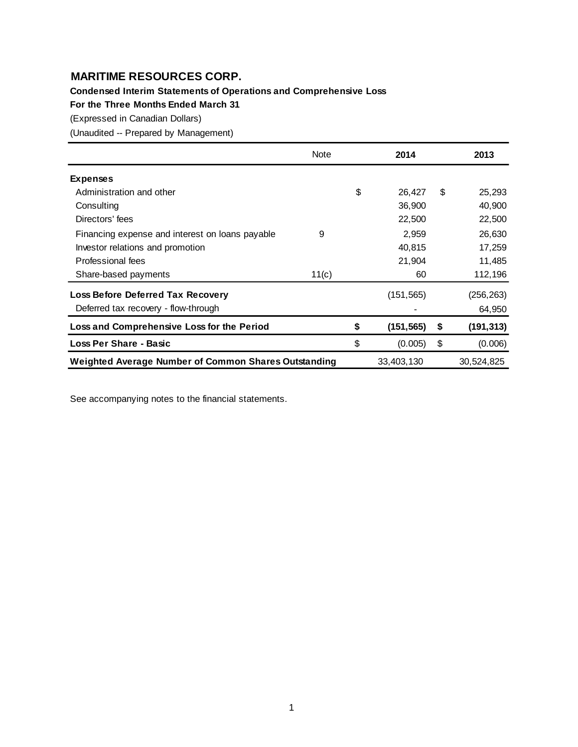# MARITIME RESOURCES CORP.

**Condensed Interim Statements of Operations and Comprehensive Loss**

**For the Three Months Ended March 31**

(Expressed in Canadian Dollars)

(Unaudited -- Prepared by Management)

| | Note | 2014 | 2013 |
|---|---|---|---|
| **Expenses** | | | |
| Administration and other | | $ 26,427 | $ 25,293 |
| Consulting | | 36,900 | 40,900 |
| Directors' fees | | 22,500 | 22,500 |
| Financing expense and interest on loans payable | 9 | 2,959 | 26,630 |
| Investor relations and promotion | | 40,815 | 17,259 |
| Professional fees | | 21,904 | 11,485 |
| Share-based payments | 11(c) | 60 | 112,196 |
| **Loss Before Deferred Tax Recovery** | | (151,565) | (256,263) |
| Deferred tax recovery - flow-through | | - | 64,950 |
| **Loss and Comprehensive Loss for the Period** | | **$ (151,565)** | **$ (191,313)** |
| **Loss Per Share - Basic** | | $ (0.005) | $ (0.006) |
| **Weighted Average Number of Common Shares Outstanding** | | 33,403,130 | 30,524,825 |

See accompanying notes to the financial statements.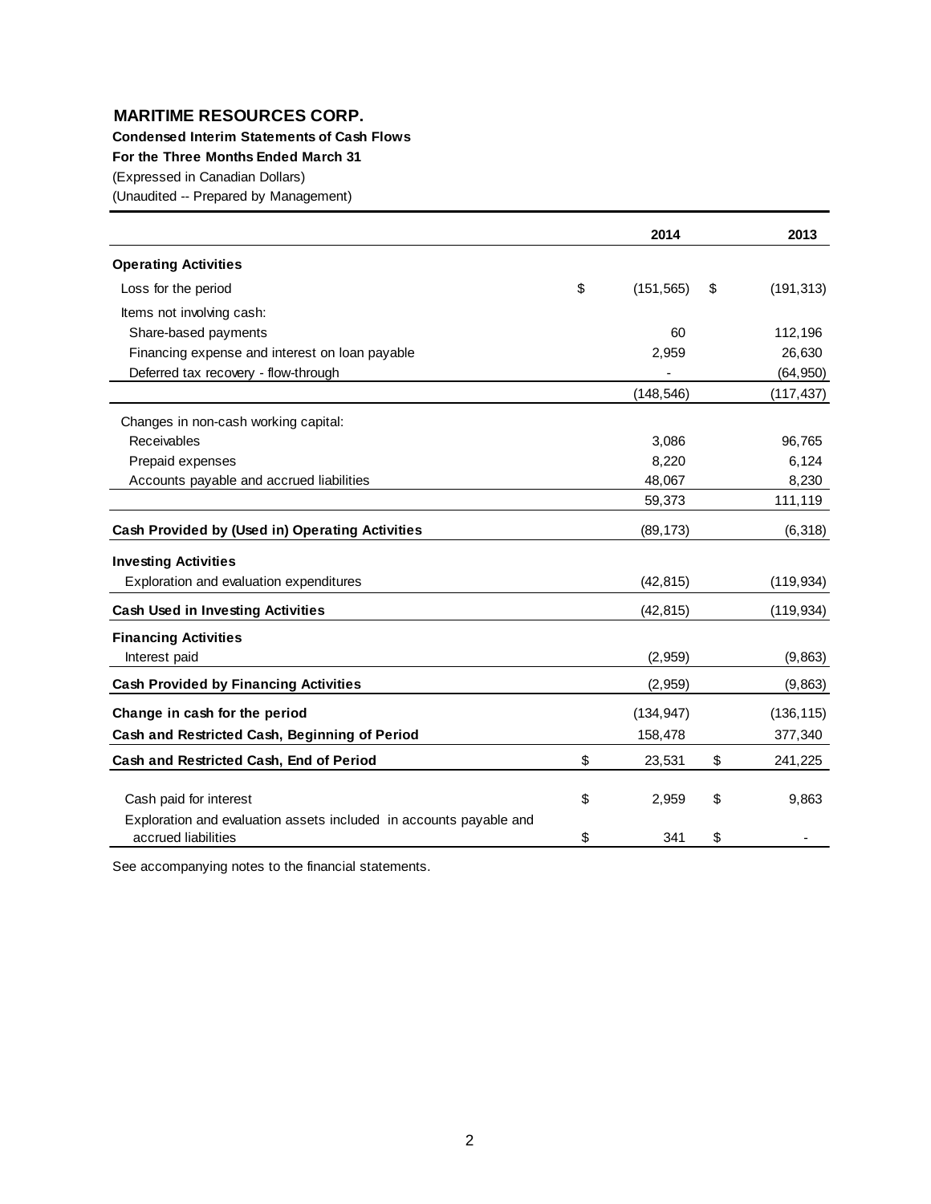# MARITIME RESOURCES CORP.

**Condensed Interim Statements of Cash Flows**

**For the Three Months Ended March 31**

(Expressed in Canadian Dollars)

(Unaudited -- Prepared by Management)

| | 2014 | 2013 |
|---|---|---|
| **Operating Activities** | | |
| Loss for the period | $ (151,565) | $ (191,313) |
| Items not involving cash: | | |
| Share-based payments | 60 | 112,196 |
| Financing expense and interest on loan payable | 2,959 | 26,630 |
| Deferred tax recovery - flow-through | - | (64,950) |
| | (148,546) | (117,437) |
| Changes in non-cash working capital: | | |
| Receivables | 3,086 | 96,765 |
| Prepaid expenses | 8,220 | 6,124 |
| Accounts payable and accrued liabilities | 48,067 | 8,230 |
| | 59,373 | 111,119 |
| **Cash Provided by (Used in) Operating Activities** | (89,173) | (6,318) |
| **Investing Activities** | | |
| Exploration and evaluation expenditures | (42,815) | (119,934) |
| **Cash Used in Investing Activities** | (42,815) | (119,934) |
| **Financing Activities** | | |
| Interest paid | (2,959) | (9,863) |
| **Cash Provided by Financing Activities** | (2,959) | (9,863) |
| **Change in cash for the period** | (134,947) | (136,115) |
| **Cash and Restricted Cash, Beginning of Period** | 158,478 | 377,340 |
| **Cash and Restricted Cash, End of Period** | $ 23,531 | $ 241,225 |
| Cash paid for interest | $ 2,959 | $ 9,863 |
| Exploration and evaluation assets included in accounts payable and accrued liabilities | $ 341 | $ - |

See accompanying notes to the financial statements.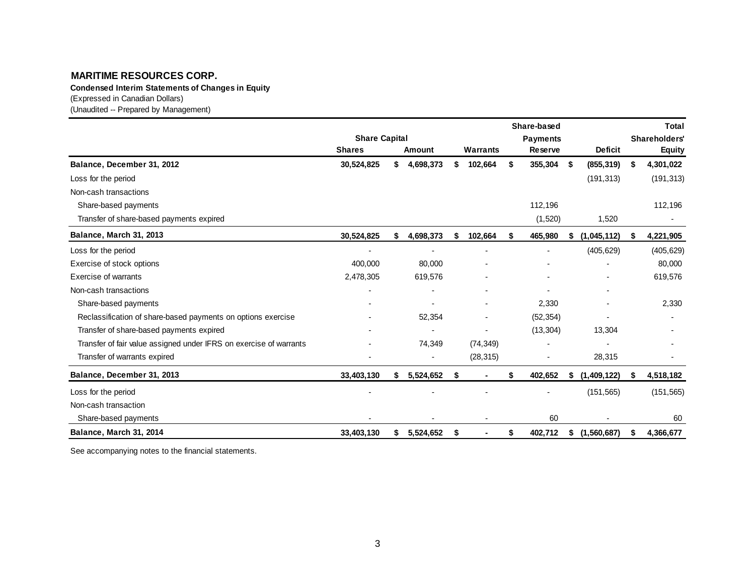**MARITIME RESOURCES CORP.**

**Condensed Interim Statements of Changes in Equity**

(Expressed in Canadian Dollars)

(Unaudited -- Prepared by Management)

| | Share Capital | | | Share-based | | Total |
|---|---|---|---|---|---|---|
| | | | | Payments | | Shareholders' |
| | Shares | Amount | Warrants | Reserve | Deficit | Equity |
| **Balance, December 31, 2012** | **30,524,825** | **$ 4,698,373** | **$ 102,664** | **$ 355,304** | **$ (855,319)** | **$ 4,301,022** |
| Loss for the period | | | | | (191,313) | (191,313) |
| Non-cash transactions | | | | | | |
| Share-based payments | | | | 112,196 | | 112,196 |
| Transfer of share-based payments expired | | | | (1,520) | 1,520 | - |
| **Balance, March 31, 2013** | **30,524,825** | **$ 4,698,373** | **$ 102,664** | **$ 465,980** | **$ (1,045,112)** | **$ 4,221,905** |
| Loss for the period | - | - | - | - | (405,629) | (405,629) |
| Exercise of stock options | 400,000 | 80,000 | - | - | - | 80,000 |
| Exercise of warrants | 2,478,305 | 619,576 | - | - | - | 619,576 |
| Non-cash transactions | - | - | - | - | - | |
| Share-based payments | - | - | - | 2,330 | - | 2,330 |
| Reclassification of share-based payments on options exercise | - | 52,354 | - | (52,354) | - | - |
| Transfer of share-based payments expired | - | - | - | (13,304) | 13,304 | - |
| Transfer of fair value assigned under IFRS on exercise of warrants | - | 74,349 | (74,349) | - | - | - |
| Transfer of warrants expired | - | - | (28,315) | - | 28,315 | - |
| **Balance, December 31, 2013** | **33,403,130** | **$ 5,524,652** | **$ -** | **$ 402,652** | **$ (1,409,122)** | **$ 4,518,182** |
| Loss for the period | - | - | - | - | (151,565) | (151,565) |
| Non-cash transaction | | | | | | |
| Share-based payments | - | - | - | 60 | - | 60 |
| **Balance, March 31, 2014** | **33,403,130** | **$ 5,524,652** | **$ -** | **$ 402,712** | **$ (1,560,687)** | **$ 4,366,677** |

See accompanying notes to the financial statements.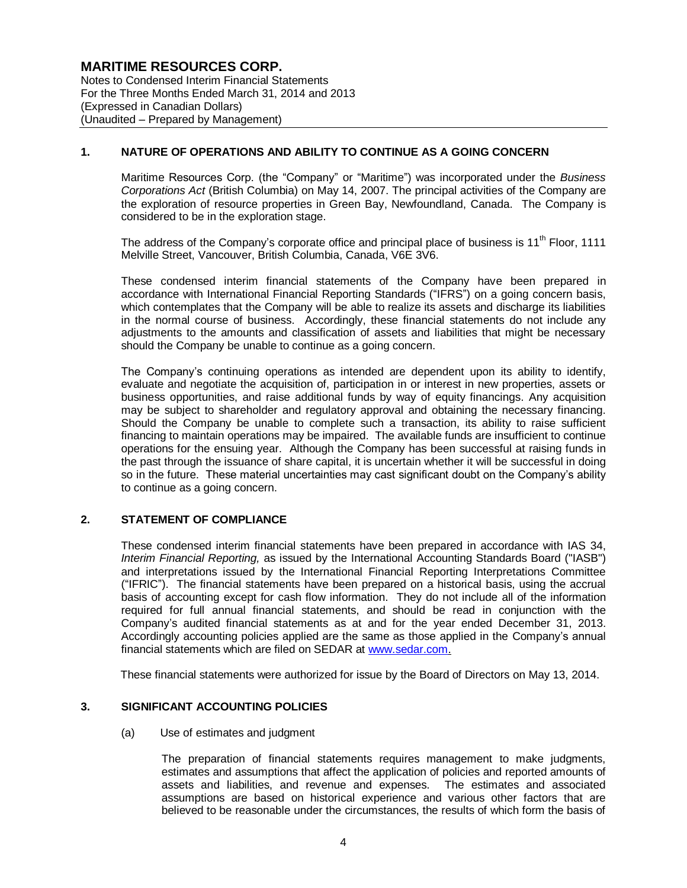## 1. NATURE OF OPERATIONS AND ABILITY TO CONTINUE AS A GOING CONCERN

Maritime Resources Corp. (the "Company" or "Maritime") was incorporated under the *Business Corporations Act* (British Columbia) on May 14, 2007. The principal activities of the Company are the exploration of resource properties in Green Bay, Newfoundland, Canada. The Company is considered to be in the exploration stage.

The address of the Company's corporate office and principal place of business is 11th Floor, 1111 Melville Street, Vancouver, British Columbia, Canada, V6E 3V6.

These condensed interim financial statements of the Company have been prepared in accordance with International Financial Reporting Standards ("IFRS") on a going concern basis, which contemplates that the Company will be able to realize its assets and discharge its liabilities in the normal course of business. Accordingly, these financial statements do not include any adjustments to the amounts and classification of assets and liabilities that might be necessary should the Company be unable to continue as a going concern.

The Company's continuing operations as intended are dependent upon its ability to identify, evaluate and negotiate the acquisition of, participation in or interest in new properties, assets or business opportunities, and raise additional funds by way of equity financings. Any acquisition may be subject to shareholder and regulatory approval and obtaining the necessary financing. Should the Company be unable to complete such a transaction, its ability to raise sufficient financing to maintain operations may be impaired. The available funds are insufficient to continue operations for the ensuing year. Although the Company has been successful at raising funds in the past through the issuance of share capital, it is uncertain whether it will be successful in doing so in the future. These material uncertainties may cast significant doubt on the Company's ability to continue as a going concern.

## 2. STATEMENT OF COMPLIANCE

These condensed interim financial statements have been prepared in accordance with IAS 34, *Interim Financial Reporting,* as issued by the International Accounting Standards Board ("IASB") and interpretations issued by the International Financial Reporting Interpretations Committee ("IFRIC"). The financial statements have been prepared on a historical basis, using the accrual basis of accounting except for cash flow information. They do not include all of the information required for full annual financial statements, and should be read in conjunction with the Company's audited financial statements as at and for the year ended December 31, 2013. Accordingly accounting policies applied are the same as those applied in the Company's annual financial statements which are filed on SEDAR at www.sedar.com.

These financial statements were authorized for issue by the Board of Directors on May 13, 2014.

## 3. SIGNIFICANT ACCOUNTING POLICIES

(a) Use of estimates and judgment

The preparation of financial statements requires management to make judgments, estimates and assumptions that affect the application of policies and reported amounts of assets and liabilities, and revenue and expenses. The estimates and associated assumptions are based on historical experience and various other factors that are believed to be reasonable under the circumstances, the results of which form the basis of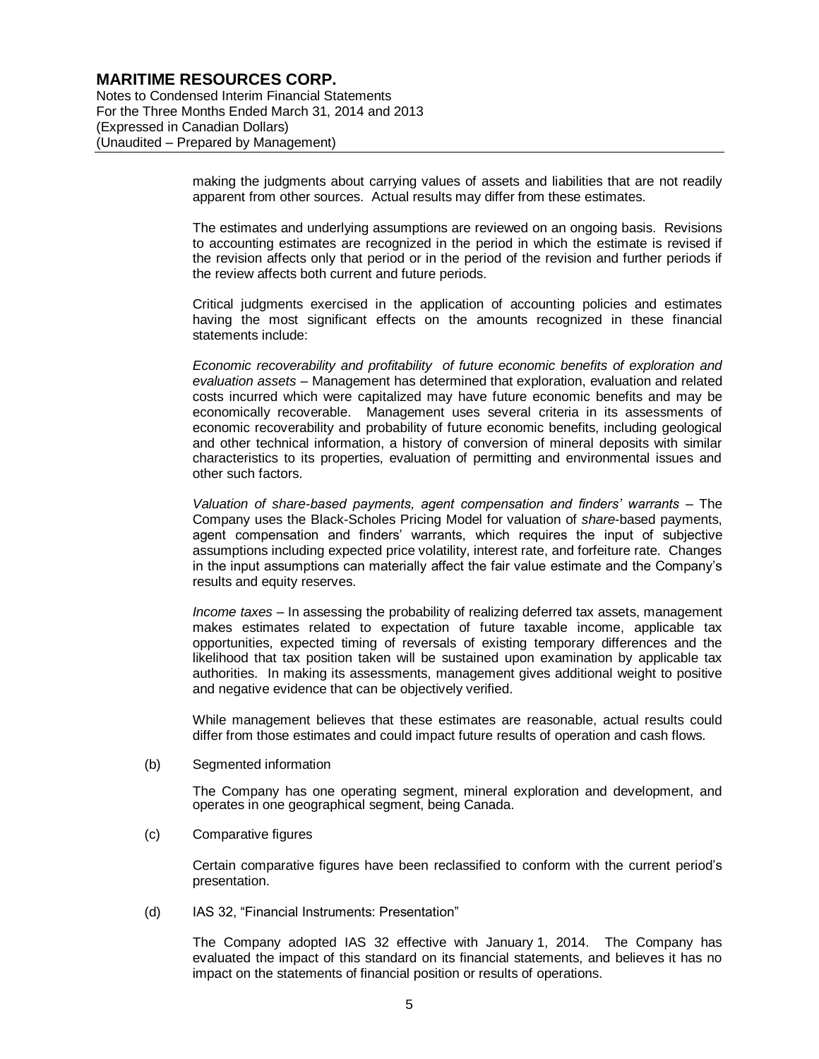making the judgments about carrying values of assets and liabilities that are not readily apparent from other sources. Actual results may differ from these estimates.

The estimates and underlying assumptions are reviewed on an ongoing basis. Revisions to accounting estimates are recognized in the period in which the estimate is revised if the revision affects only that period or in the period of the revision and further periods if the review affects both current and future periods.

Critical judgments exercised in the application of accounting policies and estimates having the most significant effects on the amounts recognized in these financial statements include:

*Economic recoverability and profitability of future economic benefits of exploration and evaluation assets* – Management has determined that exploration, evaluation and related costs incurred which were capitalized may have future economic benefits and may be economically recoverable. Management uses several criteria in its assessments of economic recoverability and probability of future economic benefits, including geological and other technical information, a history of conversion of mineral deposits with similar characteristics to its properties, evaluation of permitting and environmental issues and other such factors.

*Valuation of share-based payments, agent compensation and finders' warrants* – The Company uses the Black-Scholes Pricing Model for valuation of *share*-based payments, agent compensation and finders' warrants, which requires the input of subjective assumptions including expected price volatility, interest rate, and forfeiture rate. Changes in the input assumptions can materially affect the fair value estimate and the Company's results and equity reserves.

*Income taxes* – In assessing the probability of realizing deferred tax assets, management makes estimates related to expectation of future taxable income, applicable tax opportunities, expected timing of reversals of existing temporary differences and the likelihood that tax position taken will be sustained upon examination by applicable tax authorities. In making its assessments, management gives additional weight to positive and negative evidence that can be objectively verified.

While management believes that these estimates are reasonable, actual results could differ from those estimates and could impact future results of operation and cash flows.

(b) Segmented information

The Company has one operating segment, mineral exploration and development, and operates in one geographical segment, being Canada.

(c) Comparative figures

Certain comparative figures have been reclassified to conform with the current period's presentation.

(d) IAS 32, "Financial Instruments: Presentation"

The Company adopted IAS 32 effective with January 1, 2014. The Company has evaluated the impact of this standard on its financial statements, and believes it has no impact on the statements of financial position or results of operations.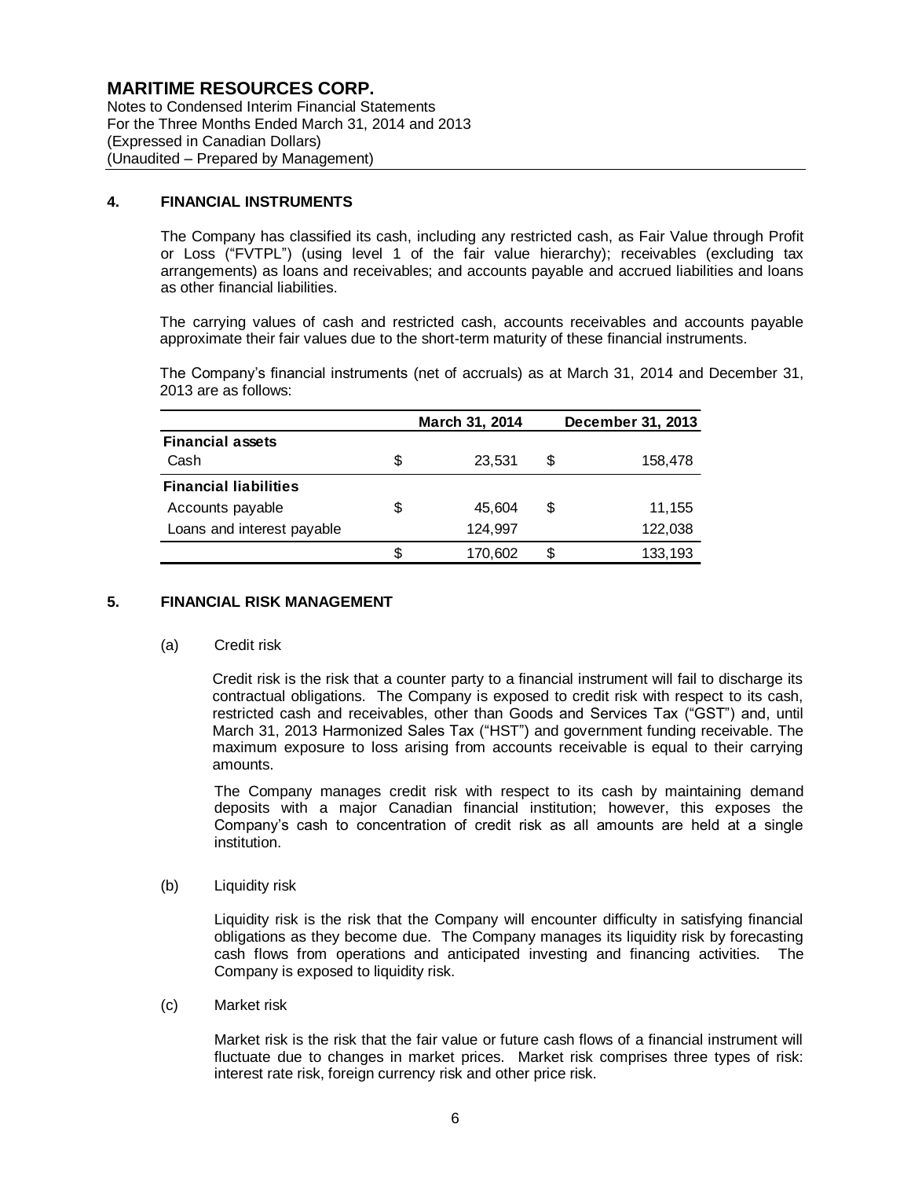## 4. FINANCIAL INSTRUMENTS

The Company has classified its cash, including any restricted cash, as Fair Value through Profit or Loss ("FVTPL") (using level 1 of the fair value hierarchy); receivables (excluding tax arrangements) as loans and receivables; and accounts payable and accrued liabilities and loans as other financial liabilities.

The carrying values of cash and restricted cash, accounts receivables and accounts payable approximate their fair values due to the short-term maturity of these financial instruments.

The Company's financial instruments (net of accruals) as at March 31, 2014 and December 31, 2013 are as follows:

| | March 31, 2014 | December 31, 2013 |
|---|---|---|
| **Financial assets** | | |
| Cash | $ 23,531 | $ 158,478 |
| **Financial liabilities** | | |
| Accounts payable | $ 45,604 | $ 11,155 |
| Loans and interest payable | 124,997 | 122,038 |
| | $ 170,602 | $ 133,193 |

## 5. FINANCIAL RISK MANAGEMENT

(a) Credit risk

Credit risk is the risk that a counter party to a financial instrument will fail to discharge its contractual obligations. The Company is exposed to credit risk with respect to its cash, restricted cash and receivables, other than Goods and Services Tax ("GST") and, until March 31, 2013 Harmonized Sales Tax ("HST") and government funding receivable. The maximum exposure to loss arising from accounts receivable is equal to their carrying amounts.

The Company manages credit risk with respect to its cash by maintaining demand deposits with a major Canadian financial institution; however, this exposes the Company's cash to concentration of credit risk as all amounts are held at a single institution.

(b) Liquidity risk

Liquidity risk is the risk that the Company will encounter difficulty in satisfying financial obligations as they become due. The Company manages its liquidity risk by forecasting cash flows from operations and anticipated investing and financing activities. The Company is exposed to liquidity risk.

(c) Market risk

Market risk is the risk that the fair value or future cash flows of a financial instrument will fluctuate due to changes in market prices. Market risk comprises three types of risk: interest rate risk, foreign currency risk and other price risk.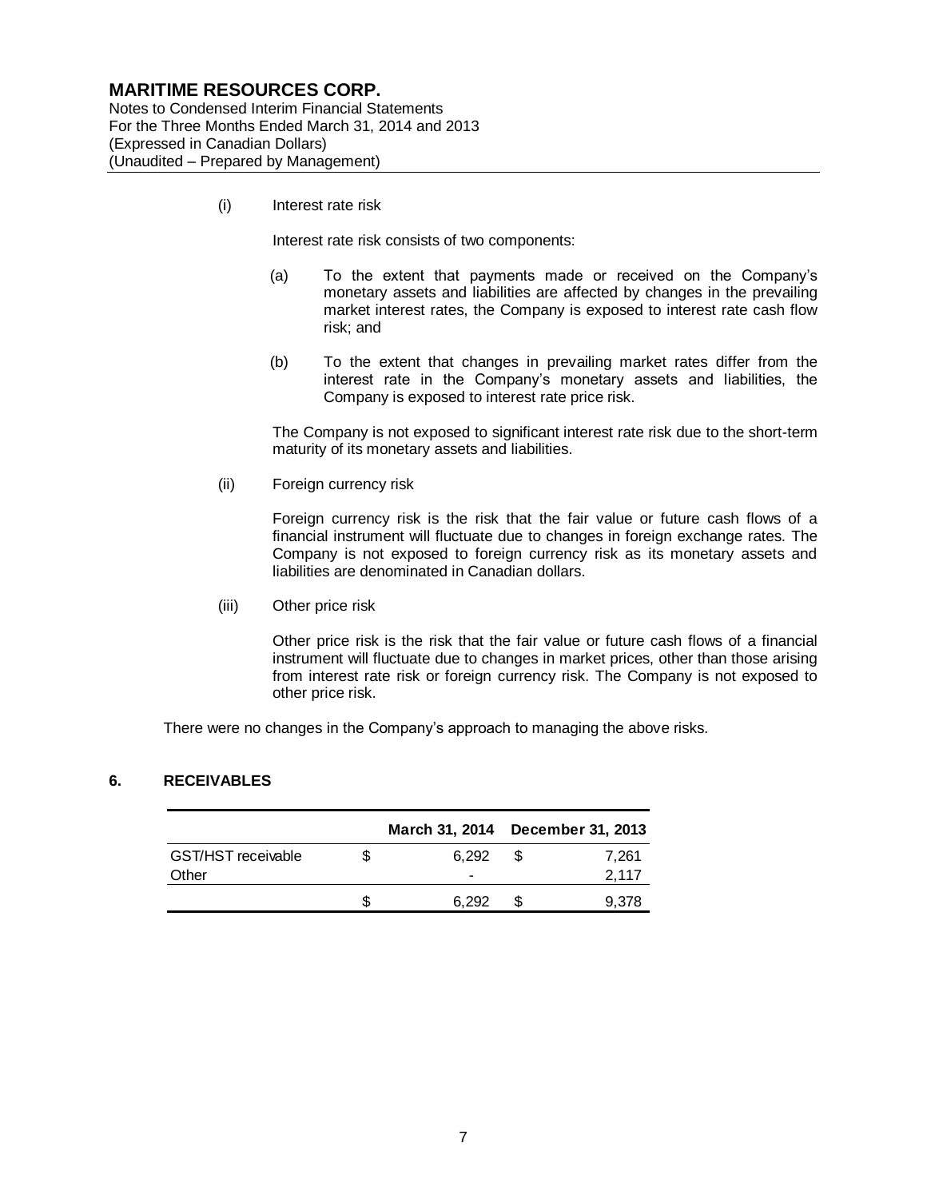(i) Interest rate risk

Interest rate risk consists of two components:

(a) To the extent that payments made or received on the Company's monetary assets and liabilities are affected by changes in the prevailing market interest rates, the Company is exposed to interest rate cash flow risk; and

(b) To the extent that changes in prevailing market rates differ from the interest rate in the Company's monetary assets and liabilities, the Company is exposed to interest rate price risk.

The Company is not exposed to significant interest rate risk due to the short-term maturity of its monetary assets and liabilities.

(ii) Foreign currency risk

Foreign currency risk is the risk that the fair value or future cash flows of a financial instrument will fluctuate due to changes in foreign exchange rates. The Company is not exposed to foreign currency risk as its monetary assets and liabilities are denominated in Canadian dollars.

(iii) Other price risk

Other price risk is the risk that the fair value or future cash flows of a financial instrument will fluctuate due to changes in market prices, other than those arising from interest rate risk or foreign currency risk. The Company is not exposed to other price risk.

There were no changes in the Company's approach to managing the above risks.

## 6. RECEIVABLES

| | March 31, 2014 | December 31, 2013 |
|---|---|---|
| GST/HST receivable | $ 6,292 | $ 7,261 |
| Other | - | 2,117 |
| | $ 6,292 | $ 9,378 |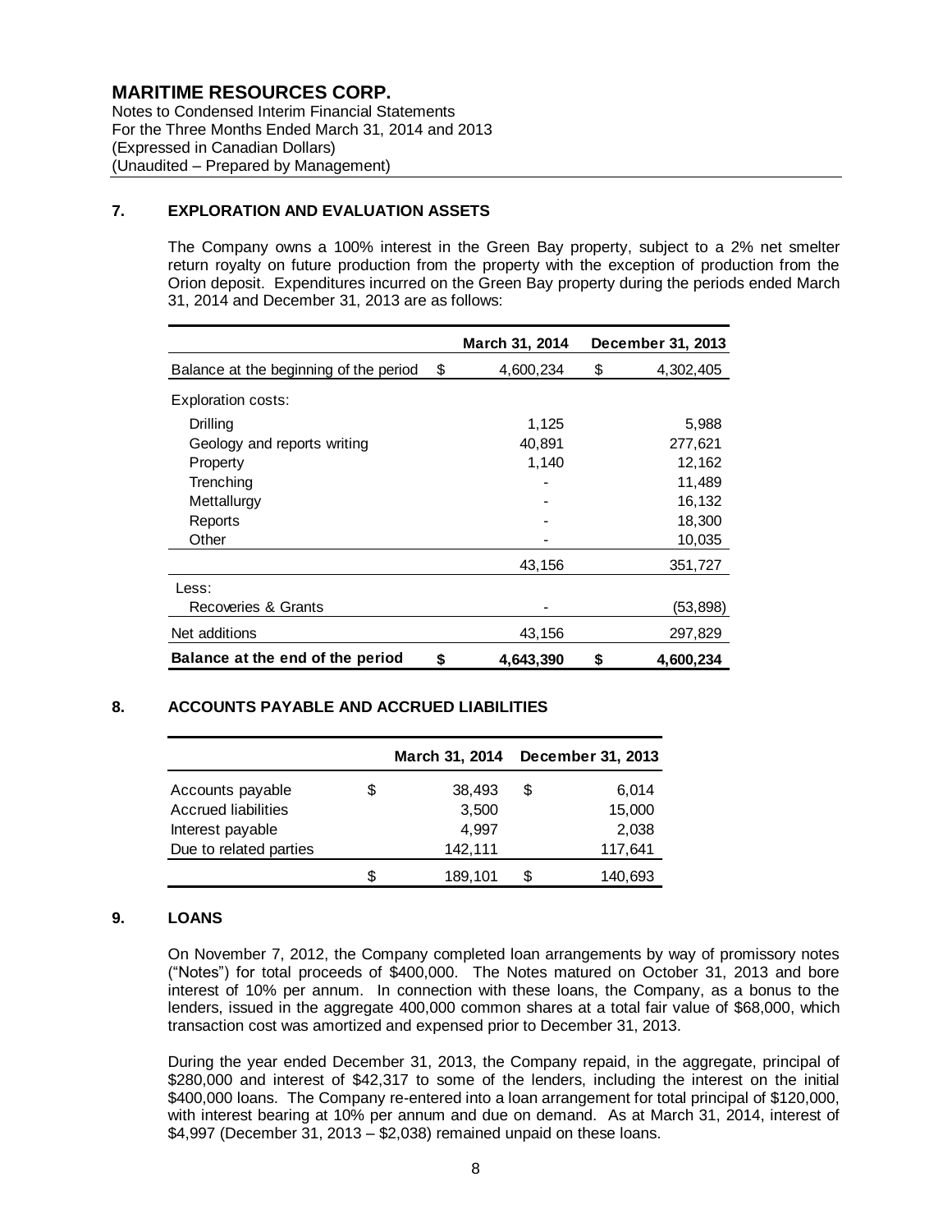# MARITIME RESOURCES CORP.

Notes to Condensed Interim Financial Statements
For the Three Months Ended March 31, 2014 and 2013
(Expressed in Canadian Dollars)
(Unaudited – Prepared by Management)

## 7. EXPLORATION AND EVALUATION ASSETS

The Company owns a 100% interest in the Green Bay property, subject to a 2% net smelter return royalty on future production from the property with the exception of production from the Orion deposit. Expenditures incurred on the Green Bay property during the periods ended March 31, 2014 and December 31, 2013 are as follows:

| | March 31, 2014 | December 31, 2013 |
|---|---|---|
| Balance at the beginning of the period | $ 4,600,234 | $ 4,302,405 |
| Exploration costs: | | |
| Drilling | 1,125 | 5,988 |
| Geology and reports writing | 40,891 | 277,621 |
| Property | 1,140 | 12,162 |
| Trenching | - | 11,489 |
| Mettallurgy | - | 16,132 |
| Reports | - | 18,300 |
| Other | - | 10,035 |
| | 43,156 | 351,727 |
| Less: | | |
| Recoveries & Grants | - | (53,898) |
| Net additions | 43,156 | 297,829 |
| **Balance at the end of the period** | **$ 4,643,390** | **$ 4,600,234** |

## 8. ACCOUNTS PAYABLE AND ACCRUED LIABILITIES

| | March 31, 2014 | December 31, 2013 |
|---|---|---|
| Accounts payable | $ 38,493 | $ 6,014 |
| Accrued liabilities | 3,500 | 15,000 |
| Interest payable | 4,997 | 2,038 |
| Due to related parties | 142,111 | 117,641 |
| | $ 189,101 | $ 140,693 |

## 9. LOANS

On November 7, 2012, the Company completed loan arrangements by way of promissory notes ("Notes") for total proceeds of $400,000. The Notes matured on October 31, 2013 and bore interest of 10% per annum. In connection with these loans, the Company, as a bonus to the lenders, issued in the aggregate 400,000 common shares at a total fair value of $68,000, which transaction cost was amortized and expensed prior to December 31, 2013.

During the year ended December 31, 2013, the Company repaid, in the aggregate, principal of $280,000 and interest of $42,317 to some of the lenders, including the interest on the initial $400,000 loans. The Company re-entered into a loan arrangement for total principal of $120,000, with interest bearing at 10% per annum and due on demand. As at March 31, 2014, interest of $4,997 (December 31, 2013 – $2,038) remained unpaid on these loans.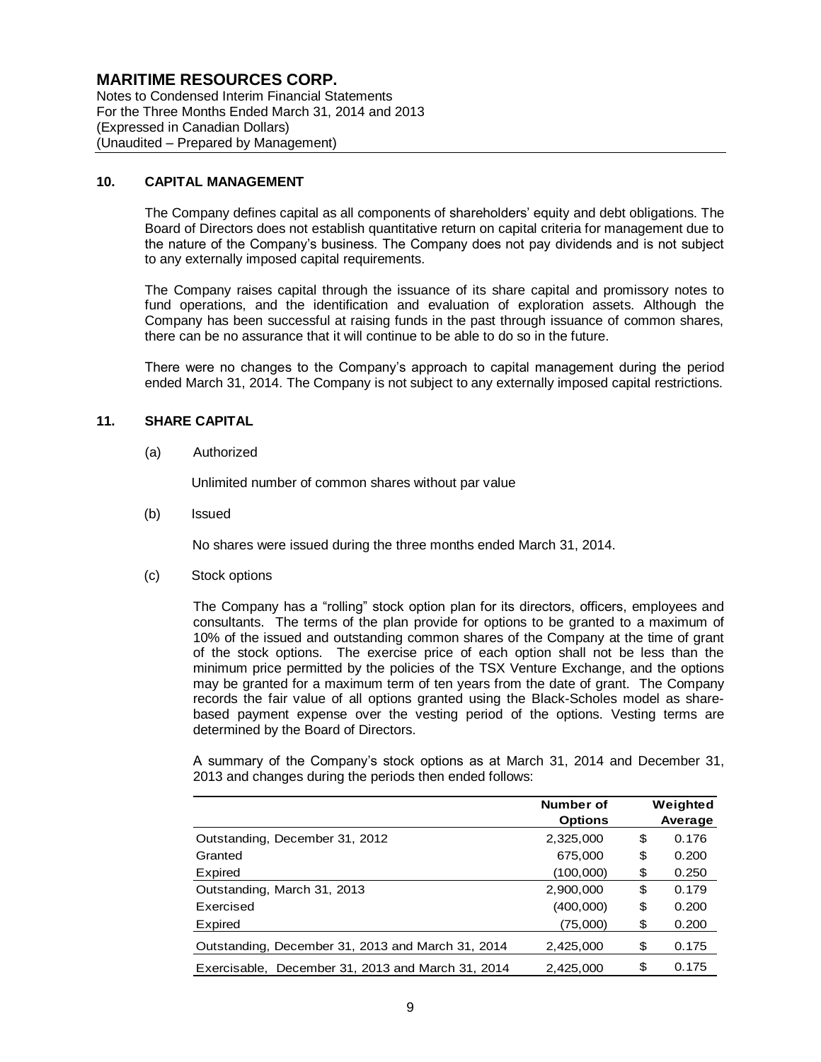# MARITIME RESOURCES CORP.

Notes to Condensed Interim Financial Statements
For the Three Months Ended March 31, 2014 and 2013
(Expressed in Canadian Dollars)
(Unaudited – Prepared by Management)

## 10. CAPITAL MANAGEMENT

The Company defines capital as all components of shareholders' equity and debt obligations. The Board of Directors does not establish quantitative return on capital criteria for management due to the nature of the Company's business. The Company does not pay dividends and is not subject to any externally imposed capital requirements.

The Company raises capital through the issuance of its share capital and promissory notes to fund operations, and the identification and evaluation of exploration assets. Although the Company has been successful at raising funds in the past through issuance of common shares, there can be no assurance that it will continue to be able to do so in the future.

There were no changes to the Company's approach to capital management during the period ended March 31, 2014. The Company is not subject to any externally imposed capital restrictions.

## 11. SHARE CAPITAL

(a) Authorized

Unlimited number of common shares without par value

(b) Issued

No shares were issued during the three months ended March 31, 2014.

(c) Stock options

The Company has a "rolling" stock option plan for its directors, officers, employees and consultants. The terms of the plan provide for options to be granted to a maximum of 10% of the issued and outstanding common shares of the Company at the time of grant of the stock options. The exercise price of each option shall not be less than the minimum price permitted by the policies of the TSX Venture Exchange, and the options may be granted for a maximum term of ten years from the date of grant. The Company records the fair value of all options granted using the Black-Scholes model as share-based payment expense over the vesting period of the options. Vesting terms are determined by the Board of Directors.

A summary of the Company's stock options as at March 31, 2014 and December 31, 2013 and changes during the periods then ended follows:

| | Number of Options | Weighted Average |
|---|---|---|
| Outstanding, December 31, 2012 | 2,325,000 | $ 0.176 |
| Granted | 675,000 | $ 0.200 |
| Expired | (100,000) | $ 0.250 |
| Outstanding, March 31, 2013 | 2,900,000 | $ 0.179 |
| Exercised | (400,000) | $ 0.200 |
| Expired | (75,000) | $ 0.200 |
| Outstanding, December 31, 2013 and March 31, 2014 | 2,425,000 | $ 0.175 |
| Exercisable, December 31, 2013 and March 31, 2014 | 2,425,000 | $ 0.175 |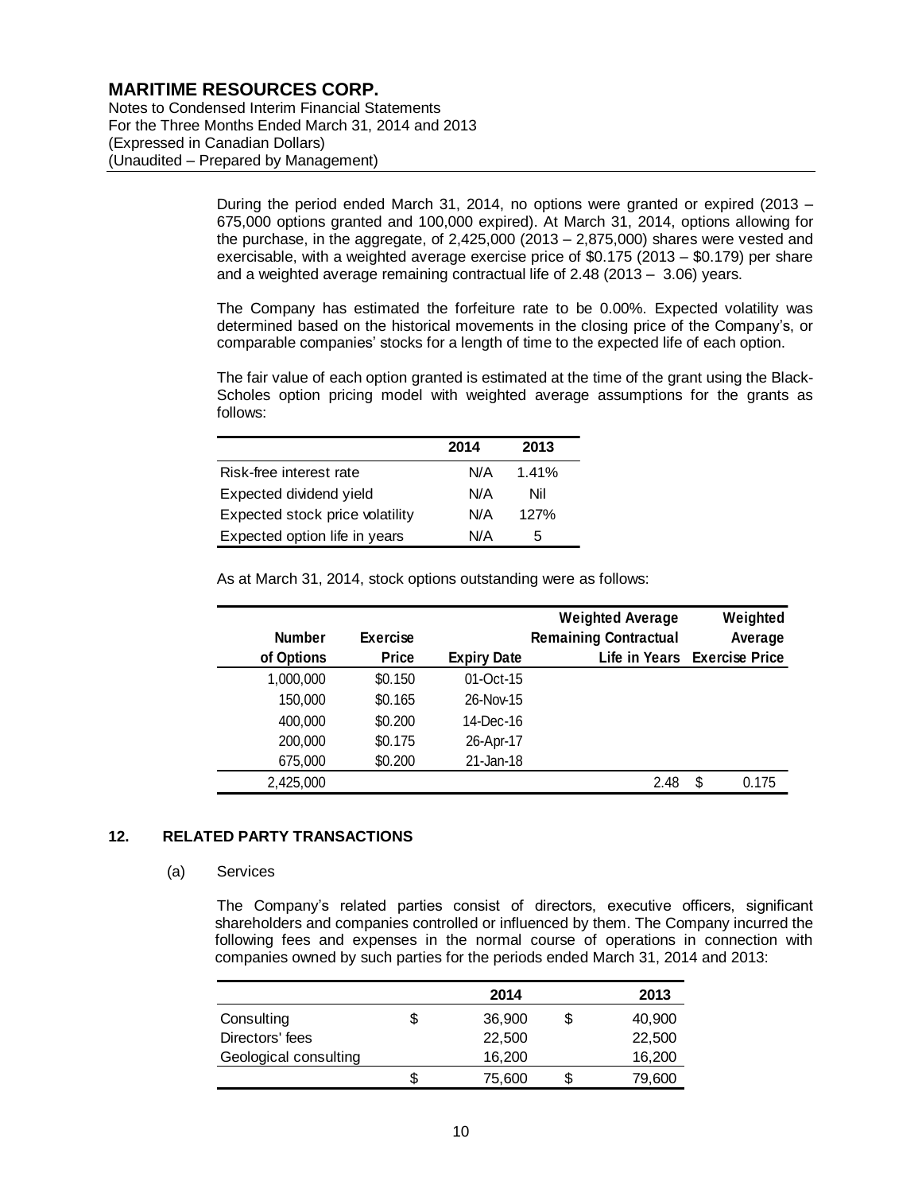During the period ended March 31, 2014, no options were granted or expired (2013 – 675,000 options granted and 100,000 expired). At March 31, 2014, options allowing for the purchase, in the aggregate, of 2,425,000 (2013 – 2,875,000) shares were vested and exercisable, with a weighted average exercise price of \$0.175 (2013 – \$0.179) per share and a weighted average remaining contractual life of 2.48 (2013 – 3.06) years.

The Company has estimated the forfeiture rate to be 0.00%. Expected volatility was determined based on the historical movements in the closing price of the Company's, or comparable companies' stocks for a length of time to the expected life of each option.

The fair value of each option granted is estimated at the time of the grant using the Black-Scholes option pricing model with weighted average assumptions for the grants as follows:

| | 2014 | 2013 |
|---|---|---|
| Risk-free interest rate | N/A | 1.41% |
| Expected dividend yield | N/A | Nil |
| Expected stock price volatility | N/A | 127% |
| Expected option life in years | N/A | 5 |

As at March 31, 2014, stock options outstanding were as follows:

| Number of Options | Exercise Price | Expiry Date | Weighted Average Remaining Contractual Life in Years | Weighted Average Exercise Price |
|---|---|---|---|---|
| 1,000,000 | \$0.150 | 01-Oct-15 | | |
| 150,000 | \$0.165 | 26-Nov-15 | | |
| 400,000 | \$0.200 | 14-Dec-16 | | |
| 200,000 | \$0.175 | 26-Apr-17 | | |
| 675,000 | \$0.200 | 21-Jan-18 | | |
| 2,425,000 | | | 2.48 | \$ 0.175 |

## 12. RELATED PARTY TRANSACTIONS

### (a) Services

The Company's related parties consist of directors, executive officers, significant shareholders and companies controlled or influenced by them. The Company incurred the following fees and expenses in the normal course of operations in connection with companies owned by such parties for the periods ended March 31, 2014 and 2013:

| | 2014 | 2013 |
|---|---|---|
| Consulting | \$ 36,900 | \$ 40,900 |
| Directors' fees | 22,500 | 22,500 |
| Geological consulting | 16,200 | 16,200 |
| | \$ 75,600 | \$ 79,600 |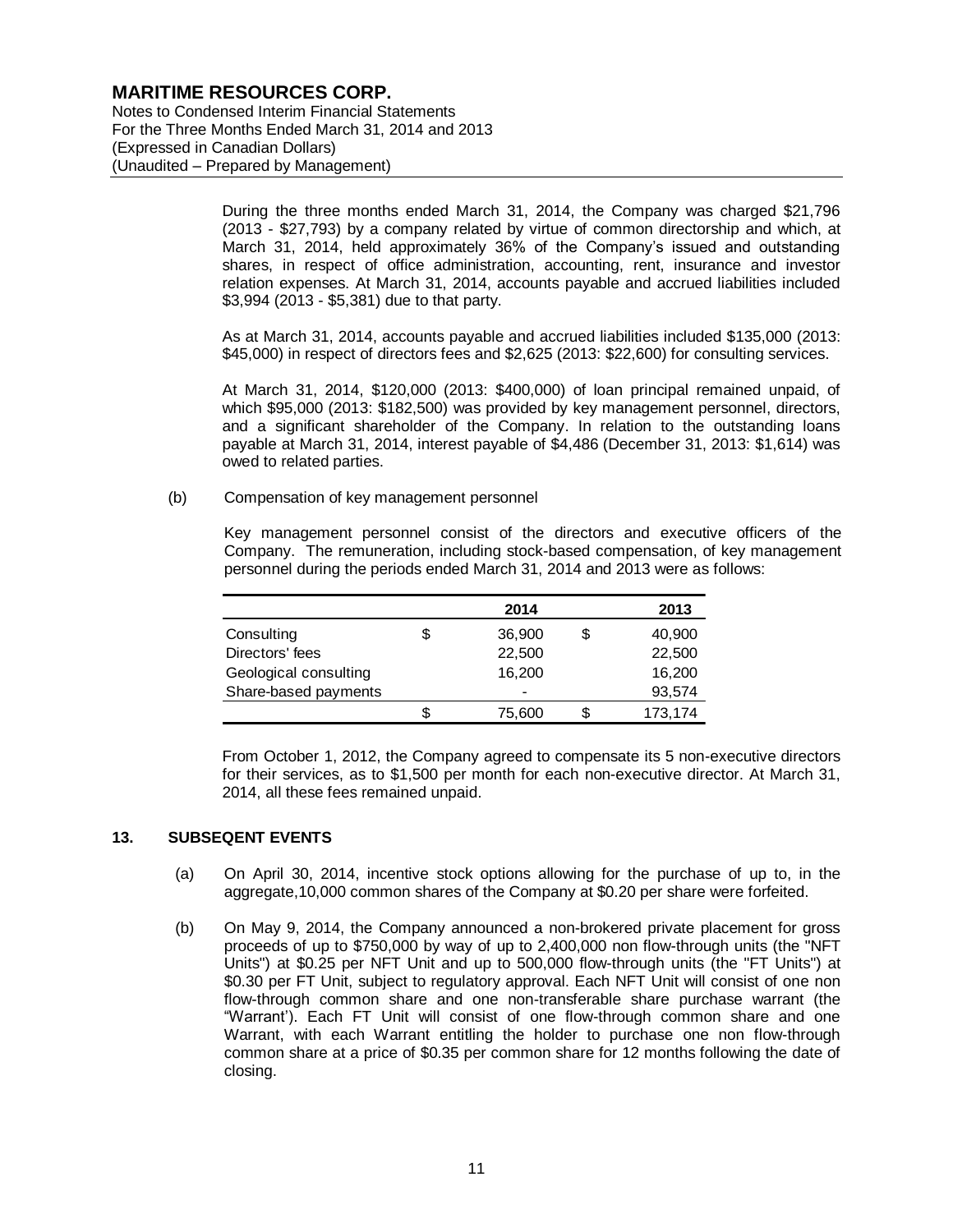During the three months ended March 31, 2014, the Company was charged $21,796 (2013 - $27,793) by a company related by virtue of common directorship and which, at March 31, 2014, held approximately 36% of the Company's issued and outstanding shares, in respect of office administration, accounting, rent, insurance and investor relation expenses. At March 31, 2014, accounts payable and accrued liabilities included $3,994 (2013 - $5,381) due to that party.

As at March 31, 2014, accounts payable and accrued liabilities included $135,000 (2013: $45,000) in respect of directors fees and $2,625 (2013: $22,600) for consulting services.

At March 31, 2014, $120,000 (2013: $400,000) of loan principal remained unpaid, of which $95,000 (2013: $182,500) was provided by key management personnel, directors, and a significant shareholder of the Company. In relation to the outstanding loans payable at March 31, 2014, interest payable of $4,486 (December 31, 2013: $1,614) was owed to related parties.

(b) Compensation of key management personnel

Key management personnel consist of the directors and executive officers of the Company. The remuneration, including stock-based compensation, of key management personnel during the periods ended March 31, 2014 and 2013 were as follows:

| | | 2014 | | 2013 |
|---|---|---|---|---|
| Consulting | $ | 36,900 | $ | 40,900 |
| Directors' fees | | 22,500 | | 22,500 |
| Geological consulting | | 16,200 | | 16,200 |
| Share-based payments | | - | | 93,574 |
| | $ | 75,600 | $ | 173,174 |

From October 1, 2012, the Company agreed to compensate its 5 non-executive directors for their services, as to $1,500 per month for each non-executive director. At March 31, 2014, all these fees remained unpaid.

## 13. SUBSEQENT EVENTS

(a) On April 30, 2014, incentive stock options allowing for the purchase of up to, in the aggregate,10,000 common shares of the Company at $0.20 per share were forfeited.

(b) On May 9, 2014, the Company announced a non-brokered private placement for gross proceeds of up to $750,000 by way of up to 2,400,000 non flow-through units (the "NFT Units") at $0.25 per NFT Unit and up to 500,000 flow-through units (the "FT Units") at $0.30 per FT Unit, subject to regulatory approval. Each NFT Unit will consist of one non flow-through common share and one non-transferable share purchase warrant (the "Warrant'). Each FT Unit will consist of one flow-through common share and one Warrant, with each Warrant entitling the holder to purchase one non flow-through common share at a price of $0.35 per common share for 12 months following the date of closing.